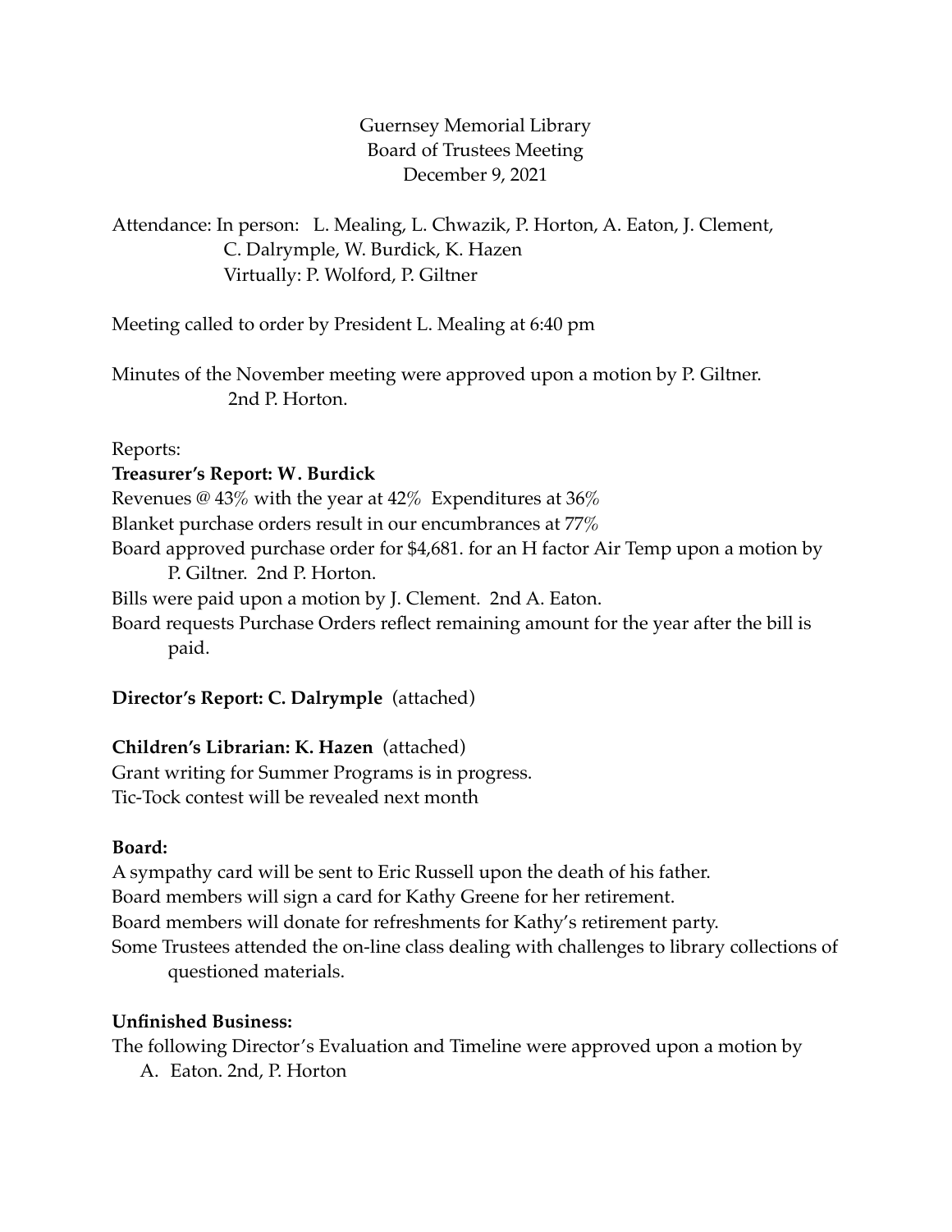Guernsey Memorial Library
Board of Trustees Meeting
December 9, 2021

Attendance: In person: L. Mealing, L. Chwazik, P. Horton, A. Eaton, J. Clement, C. Dalrymple, W. Burdick, K. Hazen
Virtually: P. Wolford, P. Giltner

Meeting called to order by President L. Mealing at 6:40 pm

Minutes of the November meeting were approved upon a motion by P. Giltner. 2nd P. Horton.

Reports:

**Treasurer's Report: W. Burdick**

Revenues @ 43% with the year at 42% Expenditures at 36%
Blanket purchase orders result in our encumbrances at 77%
Board approved purchase order for $4,681. for an H factor Air Temp upon a motion by P. Giltner. 2nd P. Horton.
Bills were paid upon a motion by J. Clement. 2nd A. Eaton.
Board requests Purchase Orders reflect remaining amount for the year after the bill is paid.

**Director's Report: C. Dalrymple** (attached)

**Children's Librarian: K. Hazen** (attached)

Grant writing for Summer Programs is in progress.
Tic-Tock contest will be revealed next month

**Board:**

A sympathy card will be sent to Eric Russell upon the death of his father.
Board members will sign a card for Kathy Greene for her retirement.
Board members will donate for refreshments for Kathy's retirement party.
Some Trustees attended the on-line class dealing with challenges to library collections of questioned materials.

**Unfinished Business:**

The following Director's Evaluation and Timeline were approved upon a motion by A. Eaton. 2nd, P. Horton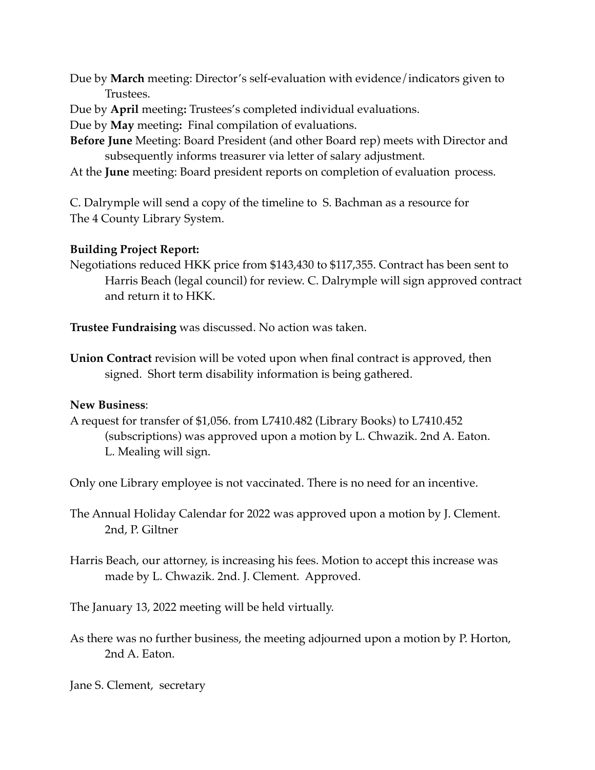Due by **March** meeting: Director's self-evaluation with evidence/indicators given to Trustees.

Due by **April** meeting**:** Trustees's completed individual evaluations.

Due by **May** meeting**:** Final compilation of evaluations.

**Before June** Meeting: Board President (and other Board rep) meets with Director and subsequently informs treasurer via letter of salary adjustment.

At the **June** meeting: Board president reports on completion of evaluation process.

C. Dalrymple will send a copy of the timeline to S. Bachman as a resource for The 4 County Library System.

**Building Project Report:**

Negotiations reduced HKK price from $143,430 to $117,355. Contract has been sent to Harris Beach (legal council) for review. C. Dalrymple will sign approved contract and return it to HKK.

**Trustee Fundraising** was discussed. No action was taken.

**Union Contract** revision will be voted upon when final contract is approved, then signed. Short term disability information is being gathered.

**New Business**:

A request for transfer of $1,056. from L7410.482 (Library Books) to L7410.452 (subscriptions) was approved upon a motion by L. Chwazik. 2nd A. Eaton. L. Mealing will sign.

Only one Library employee is not vaccinated. There is no need for an incentive.

The Annual Holiday Calendar for 2022 was approved upon a motion by J. Clement. 2nd, P. Giltner

Harris Beach, our attorney, is increasing his fees. Motion to accept this increase was made by L. Chwazik. 2nd. J. Clement. Approved.

The January 13, 2022 meeting will be held virtually.

As there was no further business, the meeting adjourned upon a motion by P. Horton, 2nd A. Eaton.

Jane S. Clement, secretary